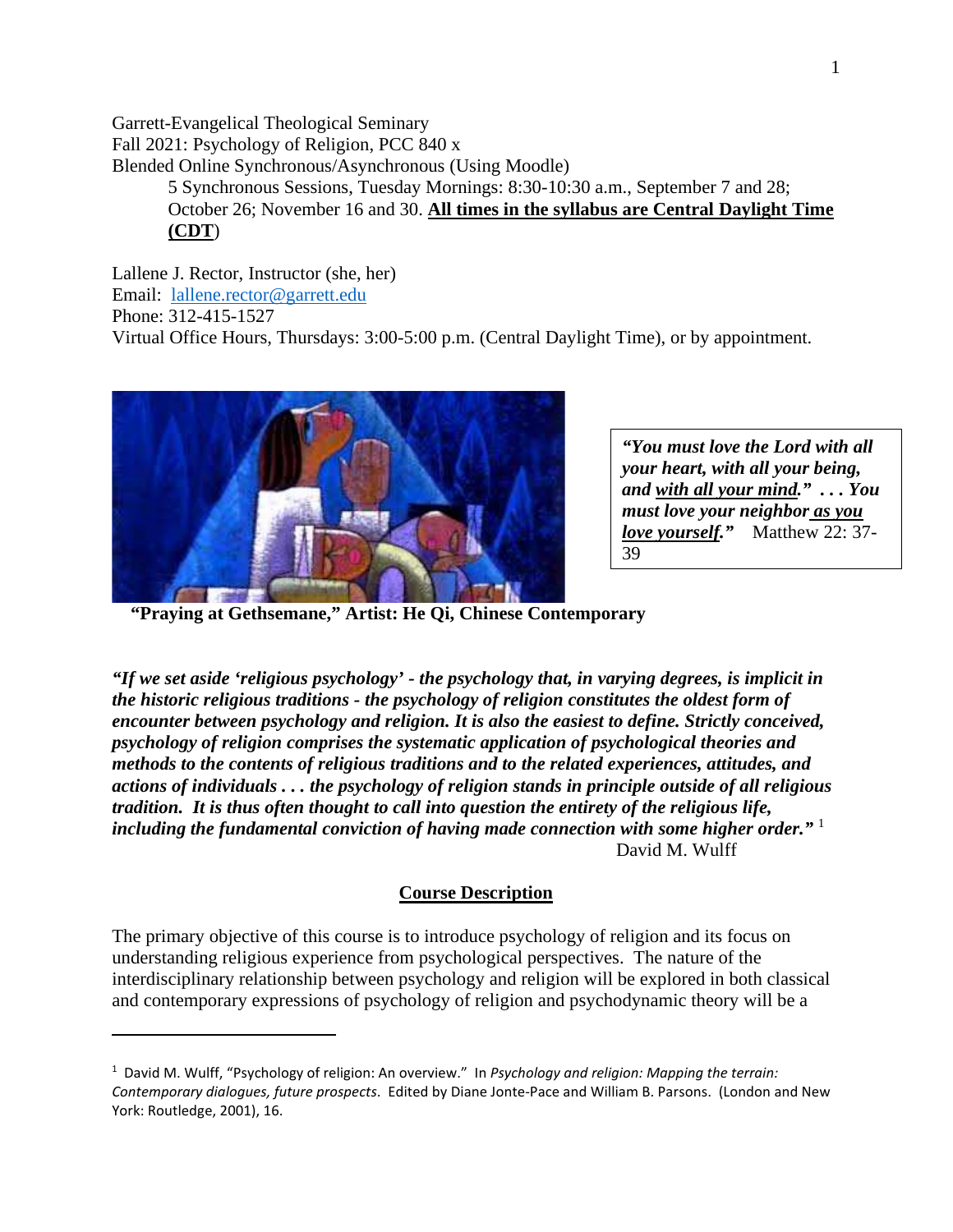Garrett-Evangelical Theological Seminary
Fall 2021: Psychology of Religion, PCC 840 x
Blended Online Synchronous/Asynchronous (Using Moodle)

5 Synchronous Sessions, Tuesday Mornings: 8:30-10:30 a.m., September 7 and 28; October 26; November 16 and 30. **All times in the syllabus are Central Daylight Time (CDT)**

Lallene J. Rector, Instructor (she, her)
Email: lallene.rector@garrett.edu
Phone: 312-415-1527
Virtual Office Hours, Thursdays: 3:00-5:00 p.m. (Central Daylight Time), or by appointment.

***"You must love the Lord with all your heart, with all your being, and with all your mind." . . . You must love your neighbor as you love yourself."*** Matthew 22: 37-39

**"Praying at Gethsemane," Artist: He Qi, Chinese Contemporary**

***"If we set aside 'religious psychology' - the psychology that, in varying degrees, is implicit in the historic religious traditions - the psychology of religion constitutes the oldest form of encounter between psychology and religion. It is also the easiest to define. Strictly conceived, psychology of religion comprises the systematic application of psychological theories and methods to the contents of religious traditions and to the related experiences, attitudes, and actions of individuals . . . the psychology of religion stands in principle outside of all religious tradition. It is thus often thought to call into question the entirety of the religious life, including the fundamental conviction of having made connection with some higher order."*** [1]

David M. Wulff

## Course Description

The primary objective of this course is to introduce psychology of religion and its focus on understanding religious experience from psychological perspectives. The nature of the interdisciplinary relationship between psychology and religion will be explored in both classical and contemporary expressions of psychology of religion and psychodynamic theory will be a

[1] David M. Wulff, "Psychology of religion: An overview." In *Psychology and religion: Mapping the terrain: Contemporary dialogues, future prospects*. Edited by Diane Jonte-Pace and William B. Parsons. (London and New York: Routledge, 2001), 16.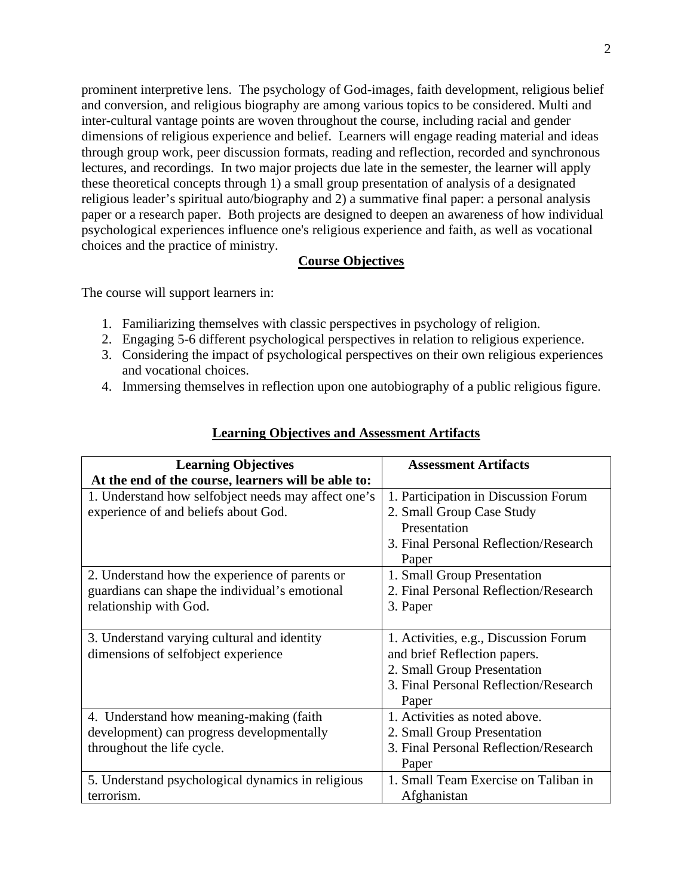prominent interpretive lens. The psychology of God-images, faith development, religious belief and conversion, and religious biography are among various topics to be considered. Multi and inter-cultural vantage points are woven throughout the course, including racial and gender dimensions of religious experience and belief. Learners will engage reading material and ideas through group work, peer discussion formats, reading and reflection, recorded and synchronous lectures, and recordings. In two major projects due late in the semester, the learner will apply these theoretical concepts through 1) a small group presentation of analysis of a designated religious leader's spiritual auto/biography and 2) a summative final paper: a personal analysis paper or a research paper. Both projects are designed to deepen an awareness of how individual psychological experiences influence one's religious experience and faith, as well as vocational choices and the practice of ministry.

## Course Objectives

The course will support learners in:

1. Familiarizing themselves with classic perspectives in psychology of religion.
2. Engaging 5-6 different psychological perspectives in relation to religious experience.
3. Considering the impact of psychological perspectives on their own religious experiences and vocational choices.
4. Immersing themselves in reflection upon one autobiography of a public religious figure.

## Learning Objectives and Assessment Artifacts

| **Learning Objectives**<br>**At the end of the course, learners will be able to:** | **Assessment Artifacts** |
|---|---|
| 1. Understand how selfobject needs may affect one's experience of and beliefs about God. | 1. Participation in Discussion Forum<br>2. Small Group Case Study Presentation<br>3. Final Personal Reflection/Research Paper |
| 2. Understand how the experience of parents or guardians can shape the individual's emotional relationship with God. | 1. Small Group Presentation<br>2. Final Personal Reflection/Research<br>3. Paper |
| 3. Understand varying cultural and identity dimensions of selfobject experience | 1. Activities, e.g., Discussion Forum and brief Reflection papers.<br>2. Small Group Presentation<br>3. Final Personal Reflection/Research Paper |
| 4. Understand how meaning-making (faith development) can progress developmentally throughout the life cycle. | 1. Activities as noted above.<br>2. Small Group Presentation<br>3. Final Personal Reflection/Research Paper |
| 5. Understand psychological dynamics in religious terrorism. | 1. Small Team Exercise on Taliban in Afghanistan |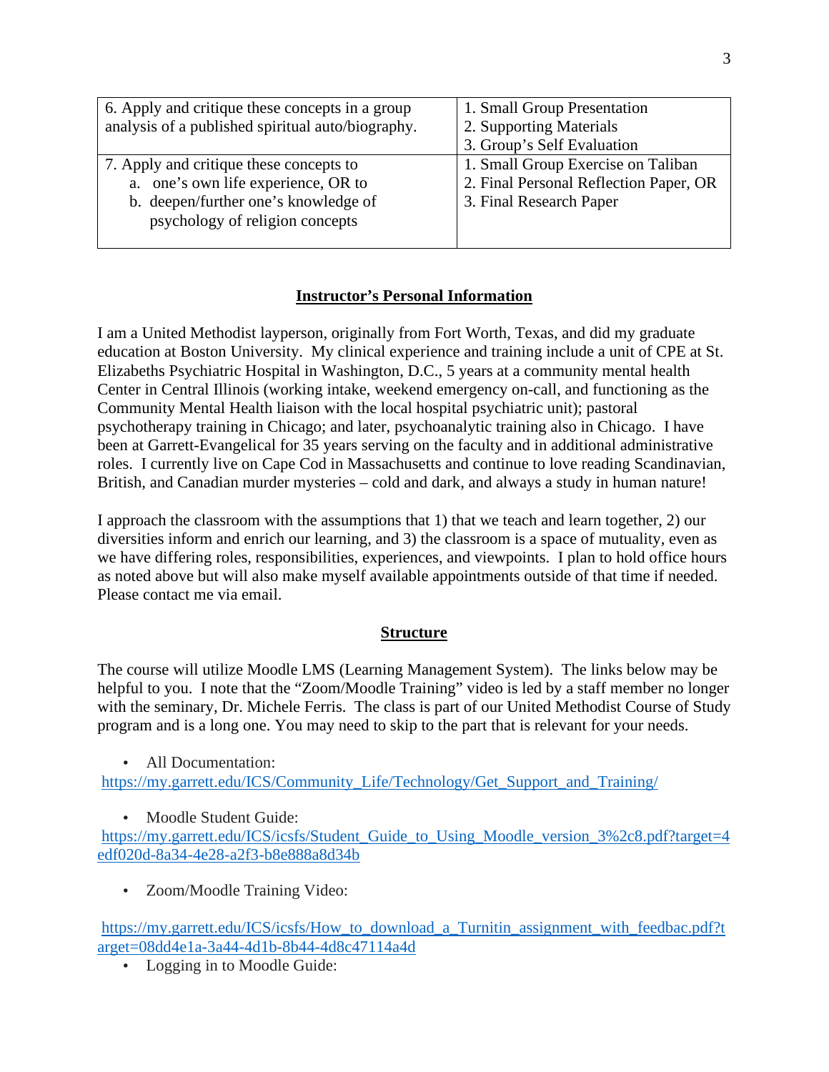| 6. Apply and critique these concepts in a group analysis of a published spiritual auto/biography. | 1. Small Group Presentation<br>2. Supporting Materials<br>3. Group's Self Evaluation |
| --- | --- |
| 7. Apply and critique these concepts to<br>a. one's own life experience, OR to<br>b. deepen/further one's knowledge of psychology of religion concepts | 1. Small Group Exercise on Taliban<br>2. Final Personal Reflection Paper, OR<br>3. Final Research Paper |

## Instructor's Personal Information

I am a United Methodist layperson, originally from Fort Worth, Texas, and did my graduate education at Boston University. My clinical experience and training include a unit of CPE at St. Elizabeths Psychiatric Hospital in Washington, D.C., 5 years at a community mental health Center in Central Illinois (working intake, weekend emergency on-call, and functioning as the Community Mental Health liaison with the local hospital psychiatric unit); pastoral psychotherapy training in Chicago; and later, psychoanalytic training also in Chicago. I have been at Garrett-Evangelical for 35 years serving on the faculty and in additional administrative roles. I currently live on Cape Cod in Massachusetts and continue to love reading Scandinavian, British, and Canadian murder mysteries – cold and dark, and always a study in human nature!

I approach the classroom with the assumptions that 1) that we teach and learn together, 2) our diversities inform and enrich our learning, and 3) the classroom is a space of mutuality, even as we have differing roles, responsibilities, experiences, and viewpoints. I plan to hold office hours as noted above but will also make myself available appointments outside of that time if needed. Please contact me via email.

## Structure

The course will utilize Moodle LMS (Learning Management System). The links below may be helpful to you. I note that the "Zoom/Moodle Training" video is led by a staff member no longer with the seminary, Dr. Michele Ferris. The class is part of our United Methodist Course of Study program and is a long one. You may need to skip to the part that is relevant for your needs.

- All Documentation:
  https://my.garrett.edu/ICS/Community_Life/Technology/Get_Support_and_Training/
- Moodle Student Guide:
  https://my.garrett.edu/ICS/icsfs/Student_Guide_to_Using_Moodle_version_3%2c8.pdf?target=4edf020d-8a34-4e28-a2f3-b8e888a8d34b
- Zoom/Moodle Training Video:
  https://my.garrett.edu/ICS/icsfs/How_to_download_a_Turnitin_assignment_with_feedbac.pdf?target=08dd4e1a-3a44-4d1b-8b44-4d8c47114a4d
- Logging in to Moodle Guide: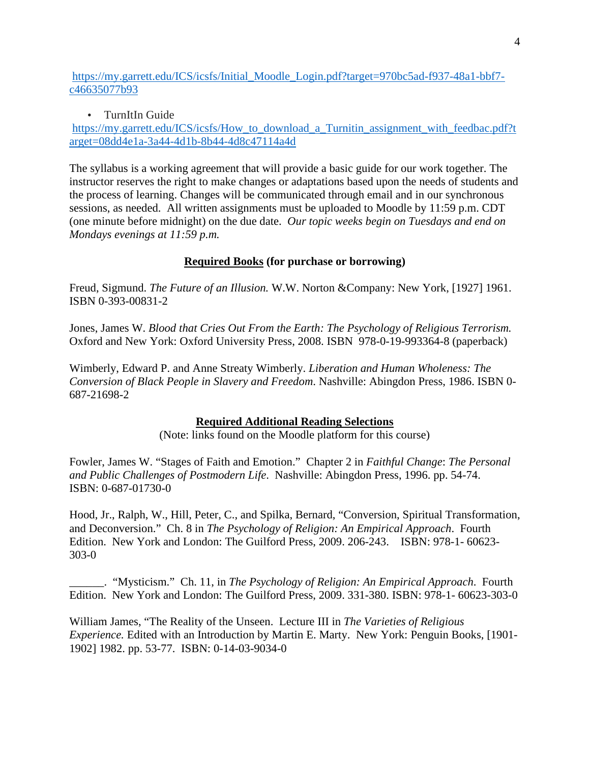https://my.garrett.edu/ICS/icsfs/Initial_Moodle_Login.pdf?target=970bc5ad-f937-48a1-bbf7-c46635077b93

- TurnItIn Guide

https://my.garrett.edu/ICS/icsfs/How_to_download_a_Turnitin_assignment_with_feedbac.pdf?target=08dd4e1a-3a44-4d1b-8b44-4d8c47114a4d

The syllabus is a working agreement that will provide a basic guide for our work together. The instructor reserves the right to make changes or adaptations based upon the needs of students and the process of learning. Changes will be communicated through email and in our synchronous sessions, as needed. All written assignments must be uploaded to Moodle by 11:59 p.m. CDT (one minute before midnight) on the due date. *Our topic weeks begin on Tuesdays and end on Mondays evenings at 11:59 p.m.*

**Required Books (for purchase or borrowing)**

Freud, Sigmund. *The Future of an Illusion.* W.W. Norton &Company: New York, [1927] 1961. ISBN 0-393-00831-2

Jones, James W. *Blood that Cries Out From the Earth: The Psychology of Religious Terrorism.* Oxford and New York: Oxford University Press, 2008. ISBN 978-0-19-993364-8 (paperback)

Wimberly, Edward P. and Anne Streaty Wimberly. *Liberation and Human Wholeness: The Conversion of Black People in Slavery and Freedom*. Nashville: Abingdon Press, 1986. ISBN 0-687-21698-2

**Required Additional Reading Selections**

(Note: links found on the Moodle platform for this course)

Fowler, James W. "Stages of Faith and Emotion." Chapter 2 in *Faithful Change*: *The Personal and Public Challenges of Postmodern Life*. Nashville: Abingdon Press, 1996. pp. 54-74. ISBN: 0-687-01730-0

Hood, Jr., Ralph, W., Hill, Peter, C., and Spilka, Bernard, "Conversion, Spiritual Transformation, and Deconversion." Ch. 8 in *The Psychology of Religion: An Empirical Approach*. Fourth Edition. New York and London: The Guilford Press, 2009. 206-243. ISBN: 978-1- 60623-303-0

______. "Mysticism." Ch. 11, in *The Psychology of Religion: An Empirical Approach*. Fourth Edition. New York and London: The Guilford Press, 2009. 331-380. ISBN: 978-1- 60623-303-0

William James, "The Reality of the Unseen. Lecture III in *The Varieties of Religious Experience.* Edited with an Introduction by Martin E. Marty. New York: Penguin Books, [1901-1902] 1982. pp. 53-77. ISBN: 0-14-03-9034-0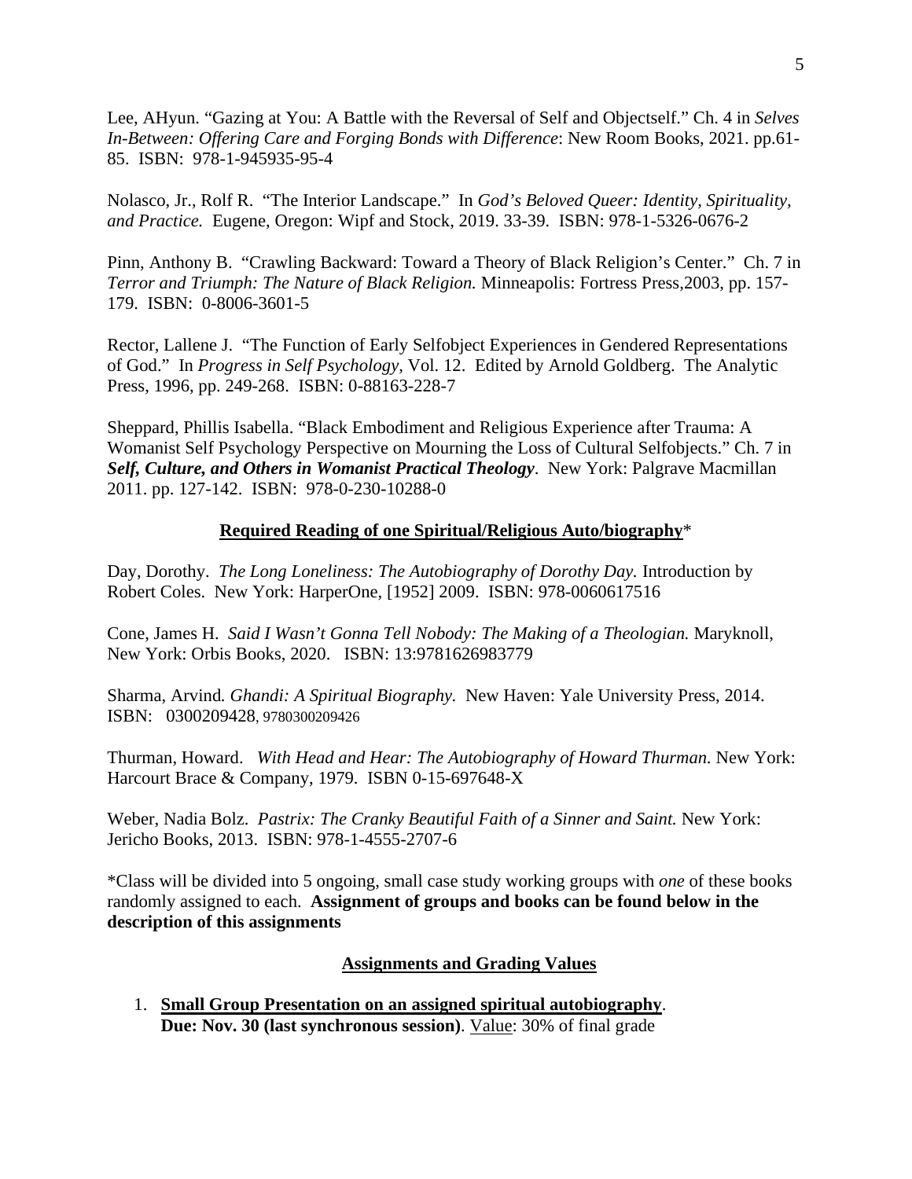Lee, AHyun. "Gazing at You: A Battle with the Reversal of Self and Objectself." Ch. 4 in *Selves In-Between: Offering Care and Forging Bonds with Difference*: New Room Books, 2021. pp.61-85. ISBN: 978-1-945935-95-4

Nolasco, Jr., Rolf R. "The Interior Landscape." In *God's Beloved Queer: Identity, Spirituality, and Practice.* Eugene, Oregon: Wipf and Stock, 2019. 33-39. ISBN: 978-1-5326-0676-2

Pinn, Anthony B. "Crawling Backward: Toward a Theory of Black Religion's Center." Ch. 7 in *Terror and Triumph: The Nature of Black Religion.* Minneapolis: Fortress Press,2003, pp. 157-179. ISBN: 0-8006-3601-5

Rector, Lallene J. "The Function of Early Selfobject Experiences in Gendered Representations of God." In *Progress in Self Psychology*, Vol. 12. Edited by Arnold Goldberg. The Analytic Press, 1996, pp. 249-268. ISBN: 0-88163-228-7

Sheppard, Phillis Isabella. "Black Embodiment and Religious Experience after Trauma: A Womanist Self Psychology Perspective on Mourning the Loss of Cultural Selfobjects." Ch. 7 in ***Self, Culture, and Others in Womanist Practical Theology***. New York: Palgrave Macmillan 2011. pp. 127-142. ISBN: 978-0-230-10288-0

**Required Reading of one Spiritual/Religious Auto/biography***

Day, Dorothy. *The Long Loneliness: The Autobiography of Dorothy Day.* Introduction by Robert Coles. New York: HarperOne, [1952] 2009. ISBN: 978-0060617516

Cone, James H. *Said I Wasn't Gonna Tell Nobody: The Making of a Theologian.* Maryknoll, New York: Orbis Books, 2020. ISBN: 13:9781626983779

Sharma, Arvind. *Ghandi: A Spiritual Biography.* New Haven: Yale University Press, 2014. ISBN: 0300209428, 9780300209426

Thurman, Howard. *With Head and Hear: The Autobiography of Howard Thurman.* New York: Harcourt Brace & Company, 1979. ISBN 0-15-697648-X

Weber, Nadia Bolz. *Pastrix: The Cranky Beautiful Faith of a Sinner and Saint.* New York: Jericho Books, 2013. ISBN: 978-1-4555-2707-6

*Class will be divided into 5 ongoing, small case study working groups with *one* of these books randomly assigned to each. **Assignment of groups and books can be found below in the description of this assignments**

**Assignments and Grading Values**

1. **Small Group Presentation on an assigned spiritual autobiography**. **Due: Nov. 30 (last synchronous session)**. Value: 30% of final grade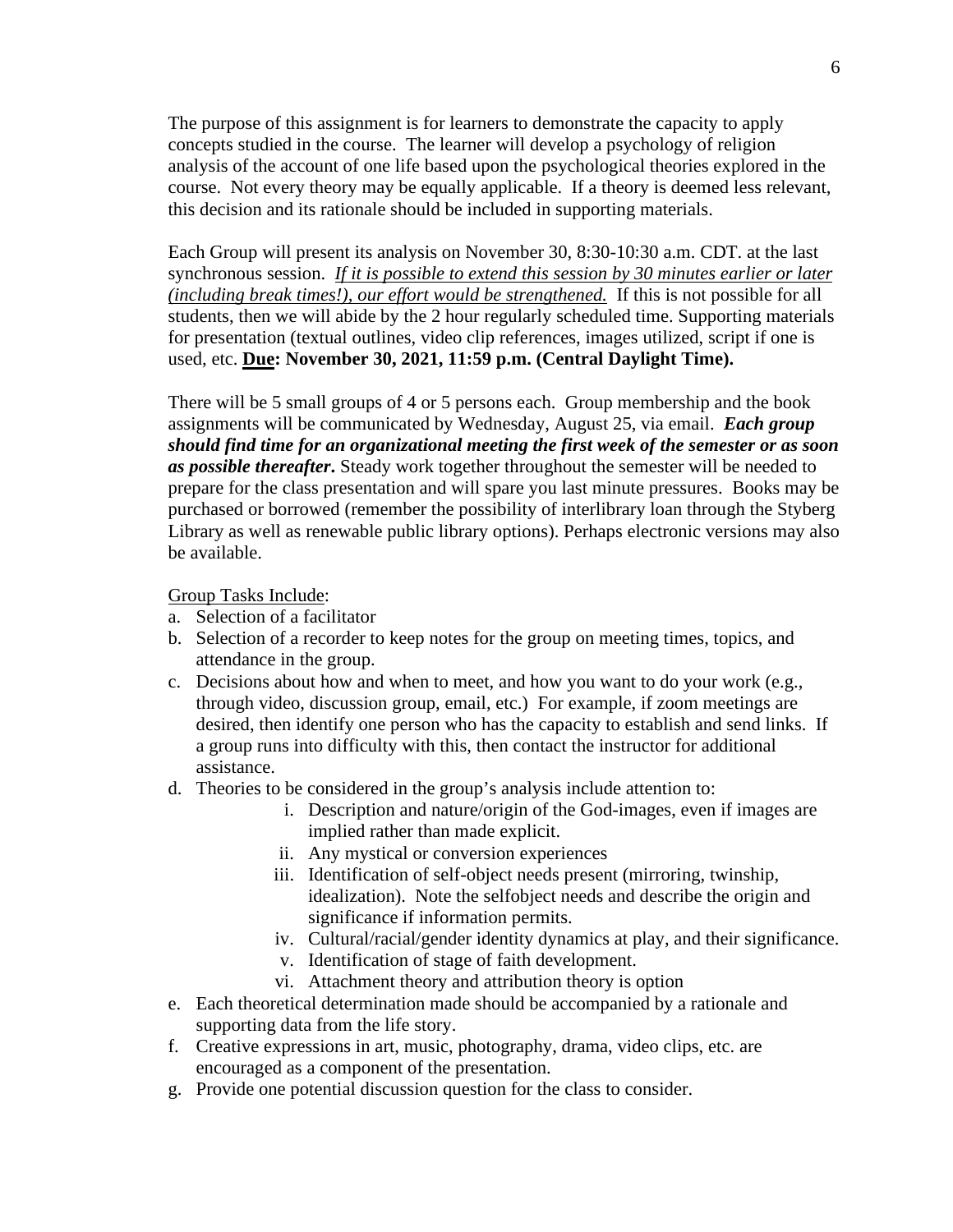The purpose of this assignment is for learners to demonstrate the capacity to apply concepts studied in the course. The learner will develop a psychology of religion analysis of the account of one life based upon the psychological theories explored in the course. Not every theory may be equally applicable. If a theory is deemed less relevant, this decision and its rationale should be included in supporting materials.

Each Group will present its analysis on November 30, 8:30-10:30 a.m. CDT. at the last synchronous session. <u>*If it is possible to extend this session by 30 minutes earlier or later (including break times!), our effort would be strengthened.*</u> If this is not possible for all students, then we will abide by the 2 hour regularly scheduled time. Supporting materials for presentation (textual outlines, video clip references, images utilized, script if one is used, etc. **<u>Due</u>: November 30, 2021, 11:59 p.m. (Central Daylight Time).**

There will be 5 small groups of 4 or 5 persons each. Group membership and the book assignments will be communicated by Wednesday, August 25, via email. ***Each group should find time for an organizational meeting the first week of the semester or as soon as possible thereafter.*** Steady work together throughout the semester will be needed to prepare for the class presentation and will spare you last minute pressures. Books may be purchased or borrowed (remember the possibility of interlibrary loan through the Styberg Library as well as renewable public library options). Perhaps electronic versions may also be available.

<u>Group Tasks Include</u>:

a. Selection of a facilitator
b. Selection of a recorder to keep notes for the group on meeting times, topics, and attendance in the group.
c. Decisions about how and when to meet, and how you want to do your work (e.g., through video, discussion group, email, etc.) For example, if zoom meetings are desired, then identify one person who has the capacity to establish and send links. If a group runs into difficulty with this, then contact the instructor for additional assistance.
d. Theories to be considered in the group's analysis include attention to:
    i. Description and nature/origin of the God-images, even if images are implied rather than made explicit.
    ii. Any mystical or conversion experiences
    iii. Identification of self-object needs present (mirroring, twinship, idealization). Note the selfobject needs and describe the origin and significance if information permits.
    iv. Cultural/racial/gender identity dynamics at play, and their significance.
    v. Identification of stage of faith development.
    vi. Attachment theory and attribution theory is option
e. Each theoretical determination made should be accompanied by a rationale and supporting data from the life story.
f. Creative expressions in art, music, photography, drama, video clips, etc. are encouraged as a component of the presentation.
g. Provide one potential discussion question for the class to consider.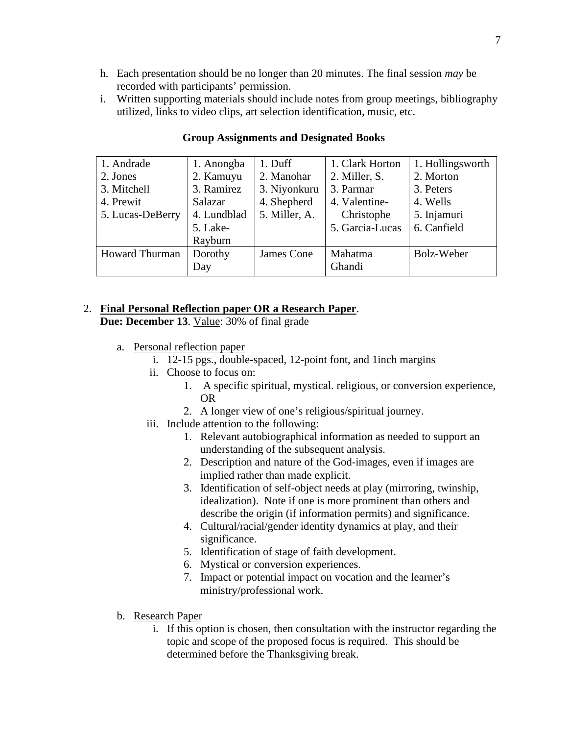h. Each presentation should be no longer than 20 minutes. The final session *may* be recorded with participants' permission.
i. Written supporting materials should include notes from group meetings, bibliography utilized, links to video clips, art selection identification, music, etc.

**Group Assignments and Designated Books**

| 1. Andrade<br>2. Jones<br>3. Mitchell<br>4. Prewit<br>5. Lucas-DeBerry | 1. Anongba<br>2. Kamuyu<br>3. Ramirez Salazar<br>4. Lundblad<br>5. Lake-Rayburn | 1. Duff<br>2. Manohar<br>3. Niyonkuru<br>4. Shepherd<br>5. Miller, A. | 1. Clark Horton<br>2. Miller, S.<br>3. Parmar<br>4. Valentine-Christophe<br>5. Garcia-Lucas | 1. Hollingsworth<br>2. Morton<br>3. Peters<br>4. Wells<br>5. Injamuri<br>6. Canfield |
|---|---|---|---|---|
| Howard Thurman | Dorothy Day | James Cone | Mahatma Ghandi | Bolz-Weber |

2. **<u>Final Personal Reflection paper OR a Research Paper</u>**.
   **Due: December 13**. <u>Value</u>: 30% of final grade

   a. <u>Personal reflection paper</u>
      i. 12-15 pgs., double-spaced, 12-point font, and 1inch margins
      ii. Choose to focus on:
         1. A specific spiritual, mystical. religious, or conversion experience, OR
         2. A longer view of one's religious/spiritual journey.
      iii. Include attention to the following:
         1. Relevant autobiographical information as needed to support an understanding of the subsequent analysis.
         2. Description and nature of the God-images, even if images are implied rather than made explicit.
         3. Identification of self-object needs at play (mirroring, twinship, idealization). Note if one is more prominent than others and describe the origin (if information permits) and significance.
         4. Cultural/racial/gender identity dynamics at play, and their significance.
         5. Identification of stage of faith development.
         6. Mystical or conversion experiences.
         7. Impact or potential impact on vocation and the learner's ministry/professional work.

   b. <u>Research Paper</u>
      i. If this option is chosen, then consultation with the instructor regarding the topic and scope of the proposed focus is required. This should be determined before the Thanksgiving break.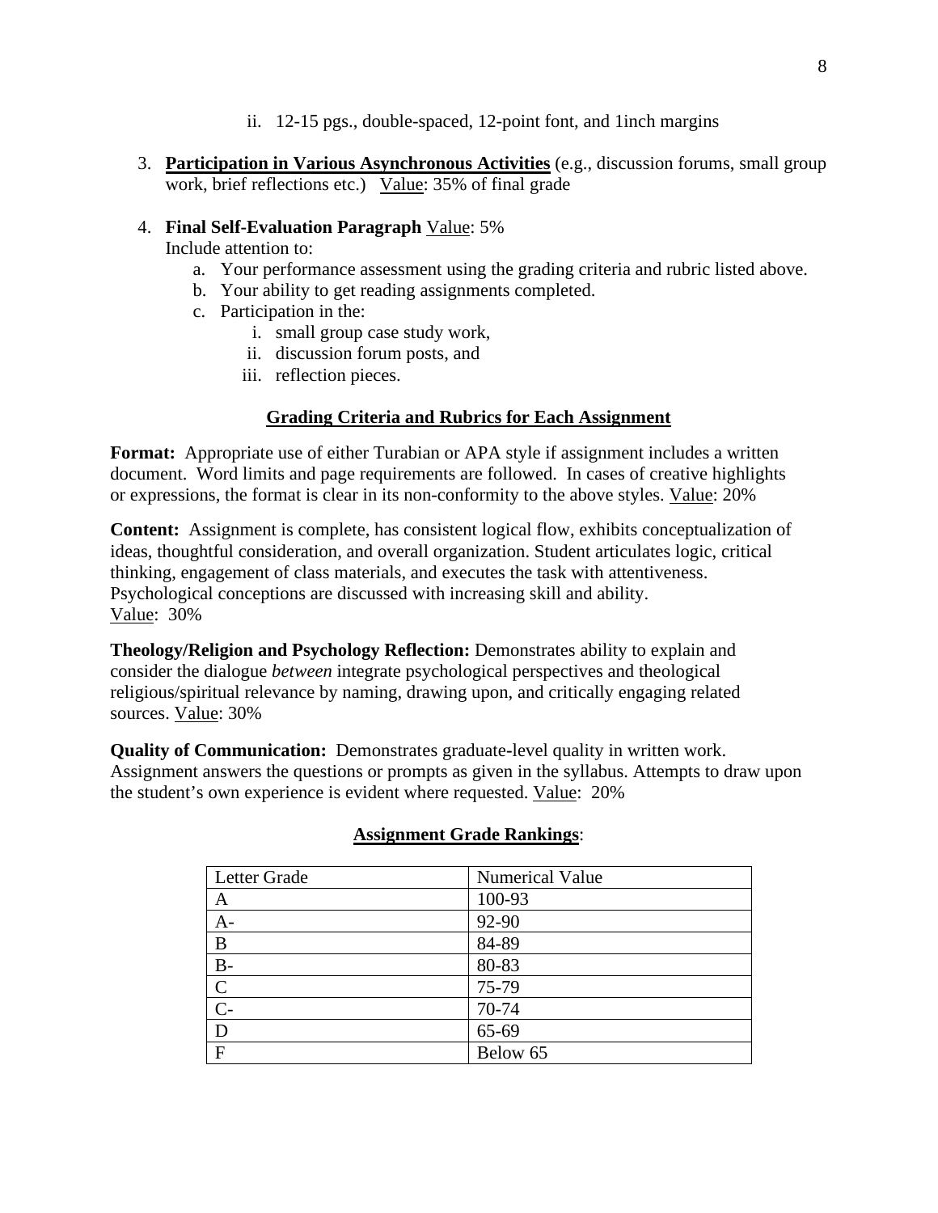ii. 12-15 pgs., double-spaced, 12-point font, and 1inch margins

3. **Participation in Various Asynchronous Activities** (e.g., discussion forums, small group work, brief reflections etc.) Value: 35% of final grade

4. **Final Self-Evaluation Paragraph** Value: 5%
   Include attention to:
   a. Your performance assessment using the grading criteria and rubric listed above.
   b. Your ability to get reading assignments completed.
   c. Participation in the:
      i. small group case study work,
      ii. discussion forum posts, and
      iii. reflection pieces.

## Grading Criteria and Rubrics for Each Assignment

**Format:** Appropriate use of either Turabian or APA style if assignment includes a written document. Word limits and page requirements are followed. In cases of creative highlights or expressions, the format is clear in its non-conformity to the above styles. Value: 20%

**Content:** Assignment is complete, has consistent logical flow, exhibits conceptualization of ideas, thoughtful consideration, and overall organization. Student articulates logic, critical thinking, engagement of class materials, and executes the task with attentiveness. Psychological conceptions are discussed with increasing skill and ability. Value: 30%

**Theology/Religion and Psychology Reflection:** Demonstrates ability to explain and consider the dialogue *between* integrate psychological perspectives and theological religious/spiritual relevance by naming, drawing upon, and critically engaging related sources. Value: 30%

**Quality of Communication:** Demonstrates graduate-level quality in written work. Assignment answers the questions or prompts as given in the syllabus. Attempts to draw upon the student's own experience is evident where requested. Value: 20%

**Assignment Grade Rankings**:

| Letter Grade | Numerical Value |
|---|---|
| A | 100-93 |
| A- | 92-90 |
| B | 84-89 |
| B- | 80-83 |
| C | 75-79 |
| C- | 70-74 |
| D | 65-69 |
| F | Below 65 |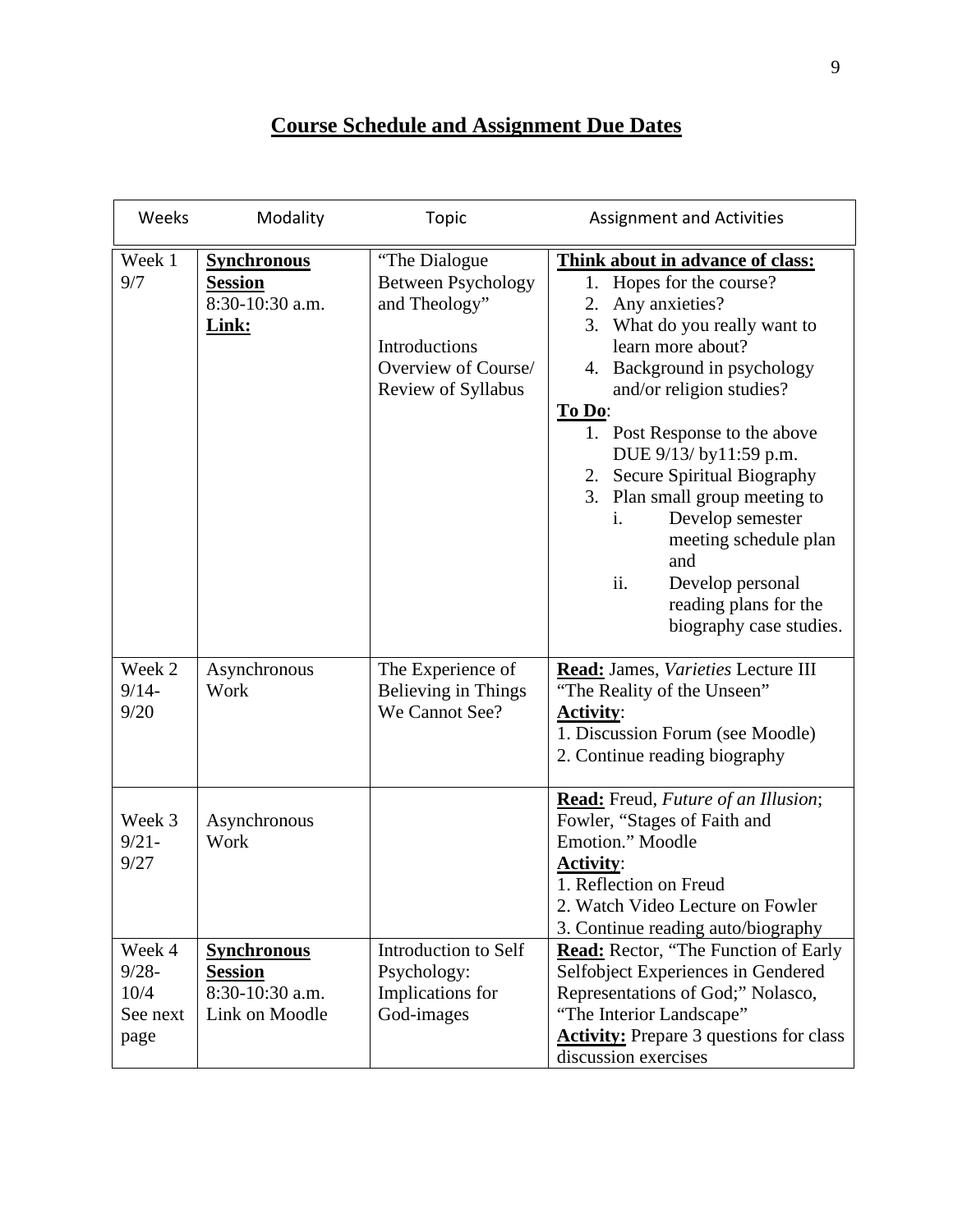# Course Schedule and Assignment Due Dates

| Weeks | Modality | Topic | Assignment and Activities |
|---|---|---|---|
| Week 1 9/7 | **Synchronous Session** 8:30-10:30 a.m. **Link:** | "The Dialogue Between Psychology and Theology" <br><br> Introductions Overview of Course/ Review of Syllabus | **Think about in advance of class:** <br> 1. Hopes for the course? <br> 2. Any anxieties? <br> 3. What do you really want to learn more about? <br> 4. Background in psychology and/or religion studies? <br> **To Do**: <br> 1. Post Response to the above DUE 9/13/ by11:59 p.m. <br> 2. Secure Spiritual Biography <br> 3. Plan small group meeting to <br> i. Develop semester meeting schedule plan and <br> ii. Develop personal reading plans for the biography case studies. |
| Week 2 9/14-9/20 | Asynchronous Work | The Experience of Believing in Things We Cannot See? | **Read:** James, *Varieties* Lecture III "The Reality of the Unseen" <br> **Activity**: <br> 1. Discussion Forum (see Moodle) <br> 2. Continue reading biography |
| Week 3 9/21-9/27 | Asynchronous Work | | **Read:** Freud, *Future of an Illusion*; Fowler, "Stages of Faith and Emotion." Moodle <br> **Activity**: <br> 1. Reflection on Freud <br> 2. Watch Video Lecture on Fowler <br> 3. Continue reading auto/biography |
| Week 4 9/28-10/4 See next page | **Synchronous Session** 8:30-10:30 a.m. Link on Moodle | Introduction to Self Psychology: Implications for God-images | **Read:** Rector, "The Function of Early Selfobject Experiences in Gendered Representations of God;" Nolasco, "The Interior Landscape" <br> **Activity:** Prepare 3 questions for class discussion exercises |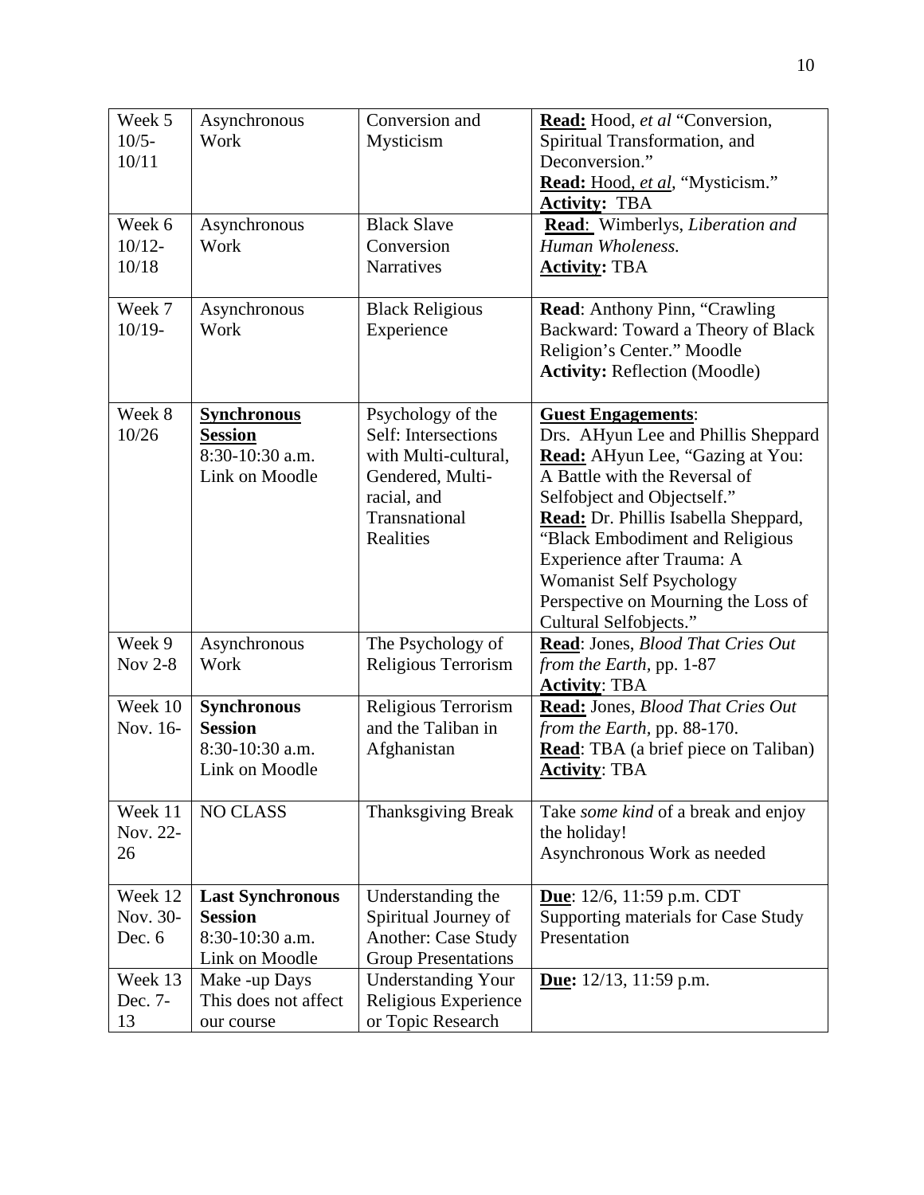| Week 5 10/5-10/11 | Asynchronous Work | Conversion and Mysticism | **Read:** Hood, *et al* "Conversion, Spiritual Transformation, and Deconversion." **Read:** Hood, *et al*, "Mysticism." **Activity:** TBA |
|---|---|---|---|
| Week 6 10/12-10/18 | Asynchronous Work | Black Slave Conversion Narratives | **Read:** Wimberlys, *Liberation and Human Wholeness.* **Activity:** TBA |
| Week 7 10/19- | Asynchronous Work | Black Religious Experience | **Read**: Anthony Pinn, "Crawling Backward: Toward a Theory of Black Religion's Center." Moodle **Activity:** Reflection (Moodle) |
| Week 8 10/26 | **Synchronous Session** 8:30-10:30 a.m. Link on Moodle | Psychology of the Self: Intersections with Multi-cultural, Gendered, Multi-racial, and Transnational Realities | **Guest Engagements**: Drs. AHyun Lee and Phillis Sheppard **Read:** AHyun Lee, "Gazing at You: A Battle with the Reversal of Selfobject and Objectself." **Read:** Dr. Phillis Isabella Sheppard, "Black Embodiment and Religious Experience after Trauma: A Womanist Self Psychology Perspective on Mourning the Loss of Cultural Selfobjects." |
| Week 9 Nov 2-8 | Asynchronous Work | The Psychology of Religious Terrorism | **Read**: Jones, *Blood That Cries Out from the Earth*, pp. 1-87 **Activity**: TBA |
| Week 10 Nov. 16- | **Synchronous Session** 8:30-10:30 a.m. Link on Moodle | Religious Terrorism and the Taliban in Afghanistan | **Read:** Jones, *Blood That Cries Out from the Earth*, pp. 88-170. **Read**: TBA (a brief piece on Taliban) **Activity**: TBA |
| Week 11 Nov. 22-26 | NO CLASS | Thanksgiving Break | Take *some kind* of a break and enjoy the holiday! Asynchronous Work as needed |
| Week 12 Nov. 30-Dec. 6 | **Last Synchronous Session** 8:30-10:30 a.m. Link on Moodle | Understanding the Spiritual Journey of Another: Case Study Group Presentations | **Due**: 12/6, 11:59 p.m. CDT Supporting materials for Case Study Presentation |
| Week 13 Dec. 7-13 | Make -up Days This does not affect our course | Understanding Your Religious Experience or Topic Research | **Due:** 12/13, 11:59 p.m. |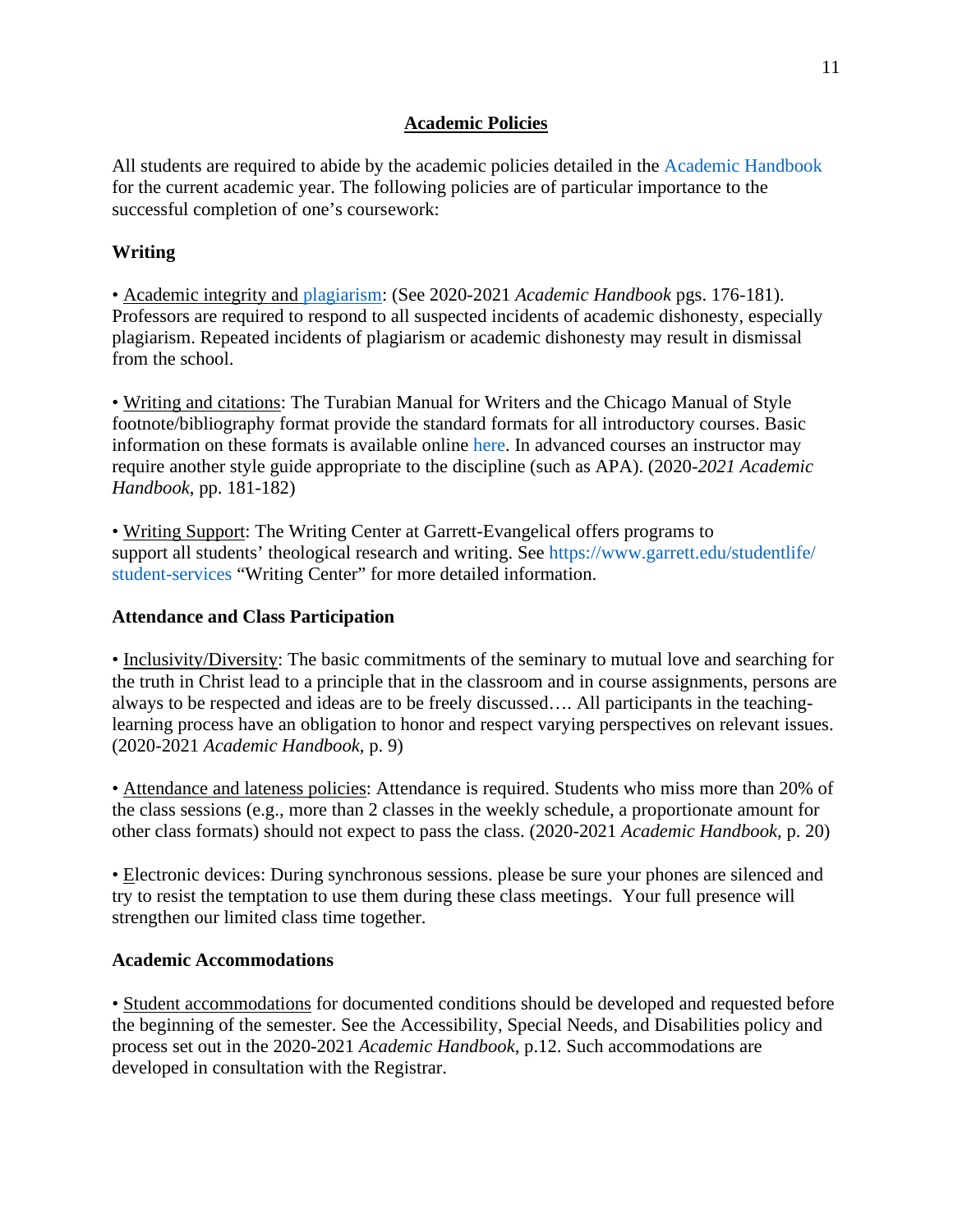## Academic Policies

All students are required to abide by the academic policies detailed in the Academic Handbook for the current academic year. The following policies are of particular importance to the successful completion of one's coursework:

### Writing

• Academic integrity and plagiarism: (See 2020-2021 *Academic Handbook* pgs. 176-181). Professors are required to respond to all suspected incidents of academic dishonesty, especially plagiarism. Repeated incidents of plagiarism or academic dishonesty may result in dismissal from the school.

• Writing and citations: The Turabian Manual for Writers and the Chicago Manual of Style footnote/bibliography format provide the standard formats for all introductory courses. Basic information on these formats is available online here. In advanced courses an instructor may require another style guide appropriate to the discipline (such as APA). (2020-*2021 Academic Handbook*, pp. 181-182)

• Writing Support: The Writing Center at Garrett-Evangelical offers programs to support all students' theological research and writing. See https://www.garrett.edu/studentlife/student-services "Writing Center" for more detailed information.

### Attendance and Class Participation

• Inclusivity/Diversity: The basic commitments of the seminary to mutual love and searching for the truth in Christ lead to a principle that in the classroom and in course assignments, persons are always to be respected and ideas are to be freely discussed…. All participants in the teaching-learning process have an obligation to honor and respect varying perspectives on relevant issues. (2020-2021 *Academic Handbook*, p. 9)

• Attendance and lateness policies: Attendance is required. Students who miss more than 20% of the class sessions (e.g., more than 2 classes in the weekly schedule, a proportionate amount for other class formats) should not expect to pass the class. (2020-2021 *Academic Handbook*, p. 20)

• Electronic devices: During synchronous sessions. please be sure your phones are silenced and try to resist the temptation to use them during these class meetings. Your full presence will strengthen our limited class time together.

### Academic Accommodations

• Student accommodations for documented conditions should be developed and requested before the beginning of the semester. See the Accessibility, Special Needs, and Disabilities policy and process set out in the 2020-2021 *Academic Handbook*, p.12. Such accommodations are developed in consultation with the Registrar.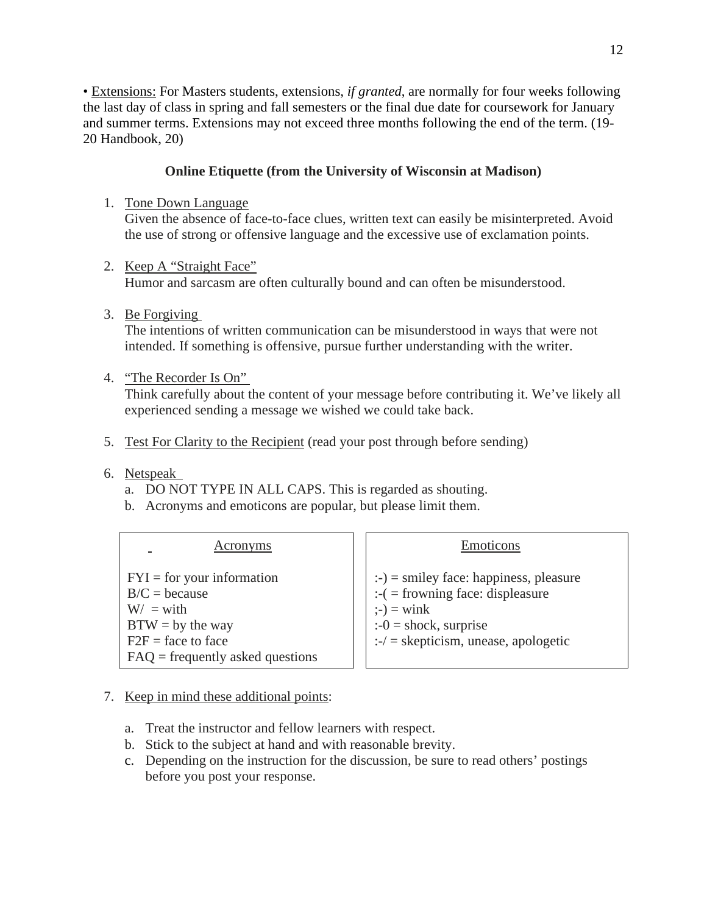• Extensions: For Masters students, extensions, *if granted*, are normally for four weeks following the last day of class in spring and fall semesters or the final due date for coursework for January and summer terms. Extensions may not exceed three months following the end of the term. (19-20 Handbook, 20)

**Online Etiquette (from the University of Wisconsin at Madison)**

1. Tone Down Language
   Given the absence of face-to-face clues, written text can easily be misinterpreted. Avoid the use of strong or offensive language and the excessive use of exclamation points.

2. Keep A "Straight Face"
   Humor and sarcasm are often culturally bound and can often be misunderstood.

3. Be Forgiving
   The intentions of written communication can be misunderstood in ways that were not intended. If something is offensive, pursue further understanding with the writer.

4. "The Recorder Is On"
   Think carefully about the content of your message before contributing it. We've likely all experienced sending a message we wished we could take back.

5. Test For Clarity to the Recipient (read your post through before sending)

6. Netspeak
   a. DO NOT TYPE IN ALL CAPS. This is regarded as shouting.
   b. Acronyms and emoticons are popular, but please limit them.

| Acronyms |
| --- |
| FYI = for your information |
| B/C = because |
| W/ = with |
| BTW = by the way |
| F2F = face to face |
| FAQ = frequently asked questions |

| Emoticons |
| --- |
| :-) = smiley face: happiness, pleasure |
| :-( = frowning face: displeasure |
| ;-) = wink |
| :-0 = shock, surprise |
| :-/ = skepticism, unease, apologetic |

7. Keep in mind these additional points:

   a. Treat the instructor and fellow learners with respect.
   b. Stick to the subject at hand and with reasonable brevity.
   c. Depending on the instruction for the discussion, be sure to read others' postings before you post your response.